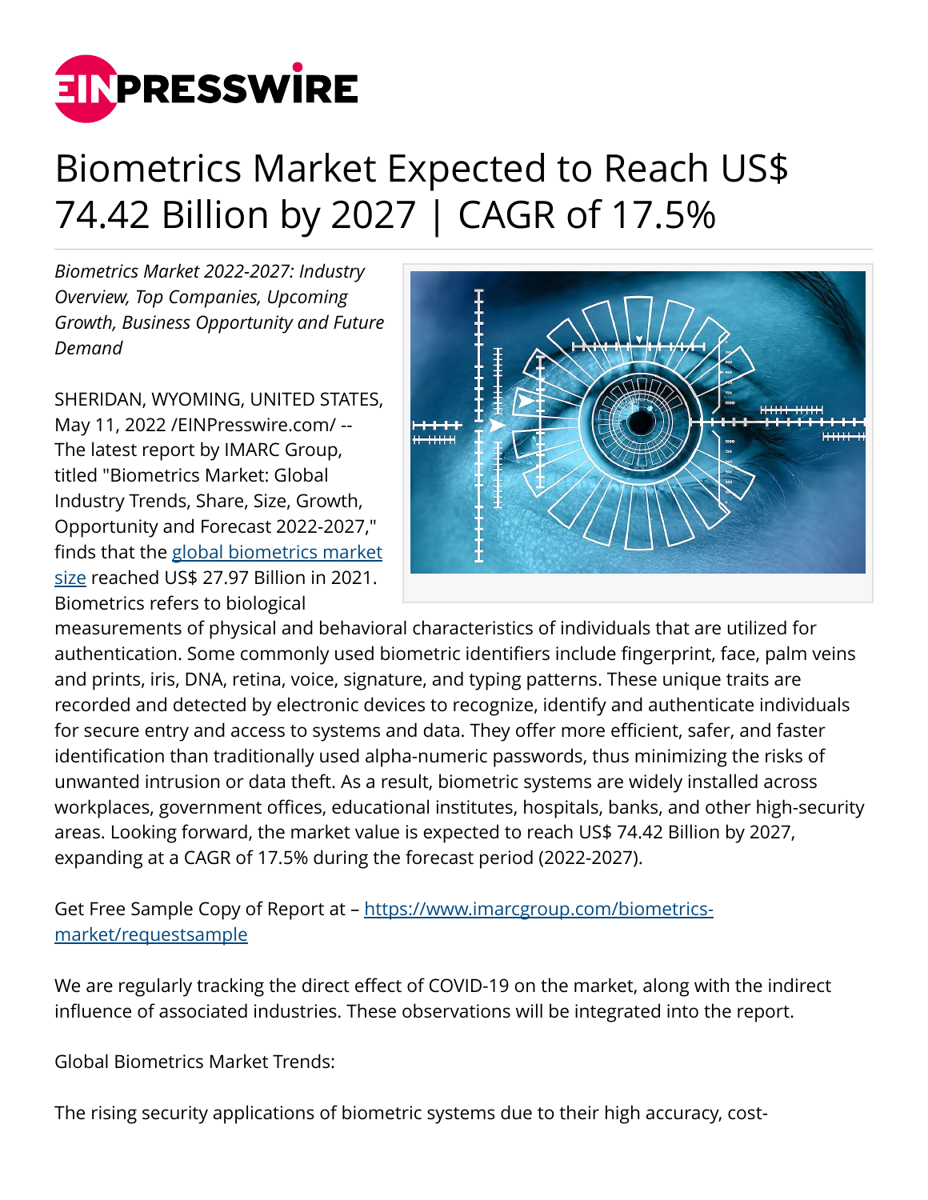# Biometrics Market Expected to Reach US$ 74.42 Billion by 2027 | CAGR of 17.5%

*Biometrics Market 2022-2027: Industry Overview, Top Companies, Upcoming Growth, Business Opportunity and Future Demand*

SHERIDAN, WYOMING, UNITED STATES, May 11, 2022 /EINPresswire.com/ -- The latest report by IMARC Group, titled "Biometrics Market: Global Industry Trends, Share, Size, Growth, Opportunity and Forecast 2022-2027," finds that the [global biometrics market size](https://www.imarcgroup.com/biometrics-market) reached US$ 27.97 Billion in 2021. Biometrics refers to biological measurements of physical and behavioral characteristics of individuals that are utilized for authentication. Some commonly used biometric identifiers include fingerprint, face, palm veins and prints, iris, DNA, retina, voice, signature, and typing patterns. These unique traits are recorded and detected by electronic devices to recognize, identify and authenticate individuals for secure entry and access to systems and data. They offer more efficient, safer, and faster identification than traditionally used alpha-numeric passwords, thus minimizing the risks of unwanted intrusion or data theft. As a result, biometric systems are widely installed across workplaces, government offices, educational institutes, hospitals, banks, and other high-security areas. Looking forward, the market value is expected to reach US$ 74.42 Billion by 2027, expanding at a CAGR of 17.5% during the forecast period (2022-2027).

Get Free Sample Copy of Report at – [https://www.imarcgroup.com/biometrics-market/requestsample](https://www.imarcgroup.com/biometrics-market/requestsample)

We are regularly tracking the direct effect of COVID-19 on the market, along with the indirect influence of associated industries. These observations will be integrated into the report.

Global Biometrics Market Trends:

The rising security applications of biometric systems due to their high accuracy, cost-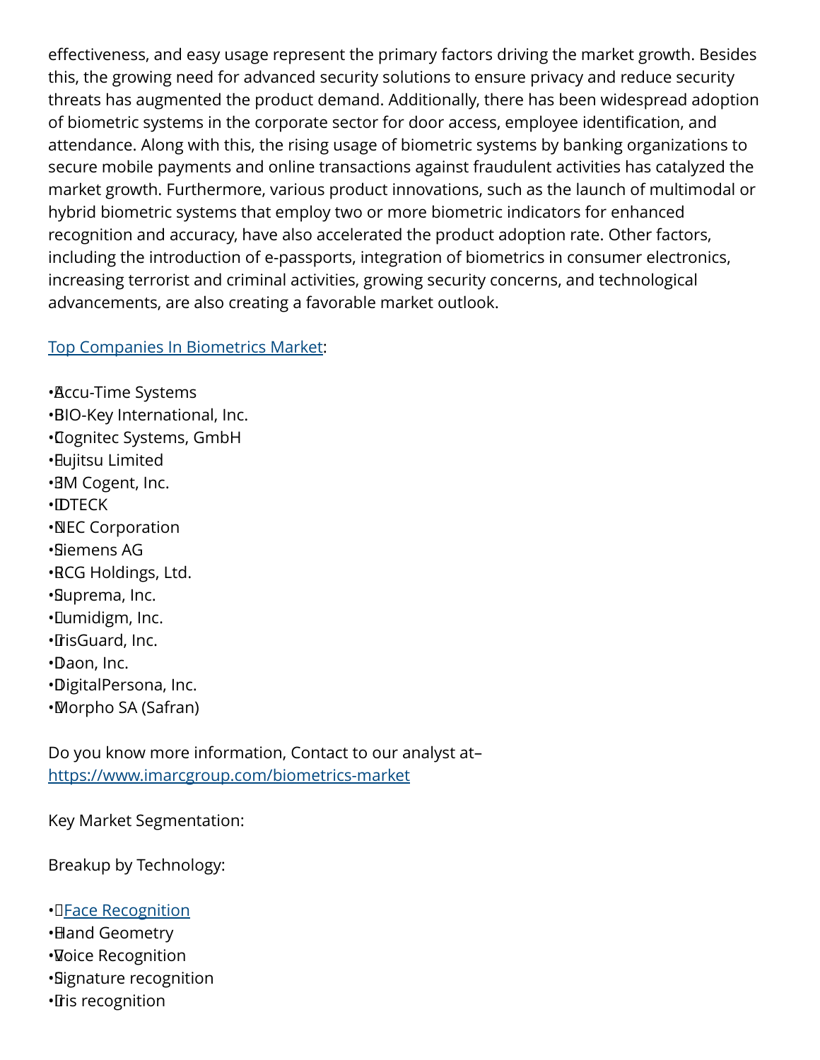effectiveness, and easy usage represent the primary factors driving the market growth. Besides this, the growing need for advanced security solutions to ensure privacy and reduce security threats has augmented the product demand. Additionally, there has been widespread adoption of biometric systems in the corporate sector for door access, employee identification, and attendance. Along with this, the rising usage of biometric systems by banking organizations to secure mobile payments and online transactions against fraudulent activities has catalyzed the market growth. Furthermore, various product innovations, such as the launch of multimodal or hybrid biometric systems that employ two or more biometric indicators for enhanced recognition and accuracy, have also accelerated the product adoption rate. Other factors, including the introduction of e-passports, integration of biometrics in consumer electronics, increasing terrorist and criminal activities, growing security concerns, and technological advancements, are also creating a favorable market outlook.

Top Companies In Biometrics Market:

- Accu-Time Systems
- BIO-Key International, Inc.
- Cognitec Systems, GmbH
- Fujitsu Limited
- 3M Cogent, Inc.
- IDTECK
- NEC Corporation
- Siemens AG
- RCG Holdings, Ltd.
- Suprema, Inc.
- Lumidigm, Inc.
- IrisGuard, Inc.
- Daon, Inc.
- DigitalPersona, Inc.
- Morpho SA (Safran)

Do you know more information, Contact to our analyst at–
https://www.imarcgroup.com/biometrics-market

Key Market Segmentation:

Breakup by Technology:

- Face Recognition
- Hand Geometry
- Voice Recognition
- Signature recognition
- Iris recognition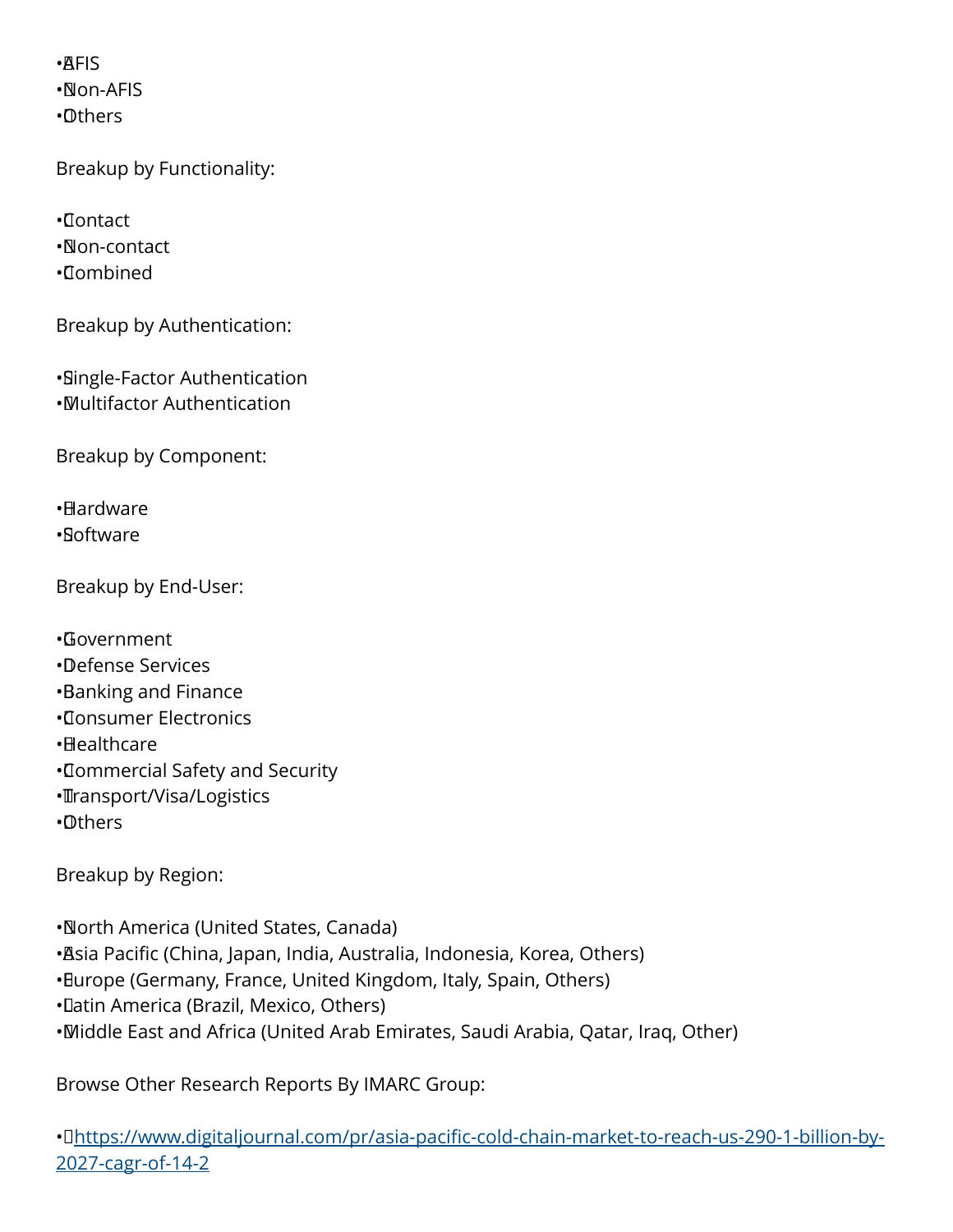- AFIS
- Non-AFIS
- Others

Breakup by Functionality:

- Contact
- Non-contact
- Combined

Breakup by Authentication:

- Single-Factor Authentication
- Multifactor Authentication

Breakup by Component:

- Hardware
- Software

Breakup by End-User:

- Government
- Defense Services
- Banking and Finance
- Consumer Electronics
- Healthcare
- Commercial Safety and Security
- Transport/Visa/Logistics
- Others

Breakup by Region:

- North America (United States, Canada)
- Asia Pacific (China, Japan, India, Australia, Indonesia, Korea, Others)
- Europe (Germany, France, United Kingdom, Italy, Spain, Others)
- Latin America (Brazil, Mexico, Others)
- Middle East and Africa (United Arab Emirates, Saudi Arabia, Qatar, Iraq, Other)

Browse Other Research Reports By IMARC Group:

- https://www.digitaljournal.com/pr/asia-pacific-cold-chain-market-to-reach-us-290-1-billion-by-2027-cagr-of-14-2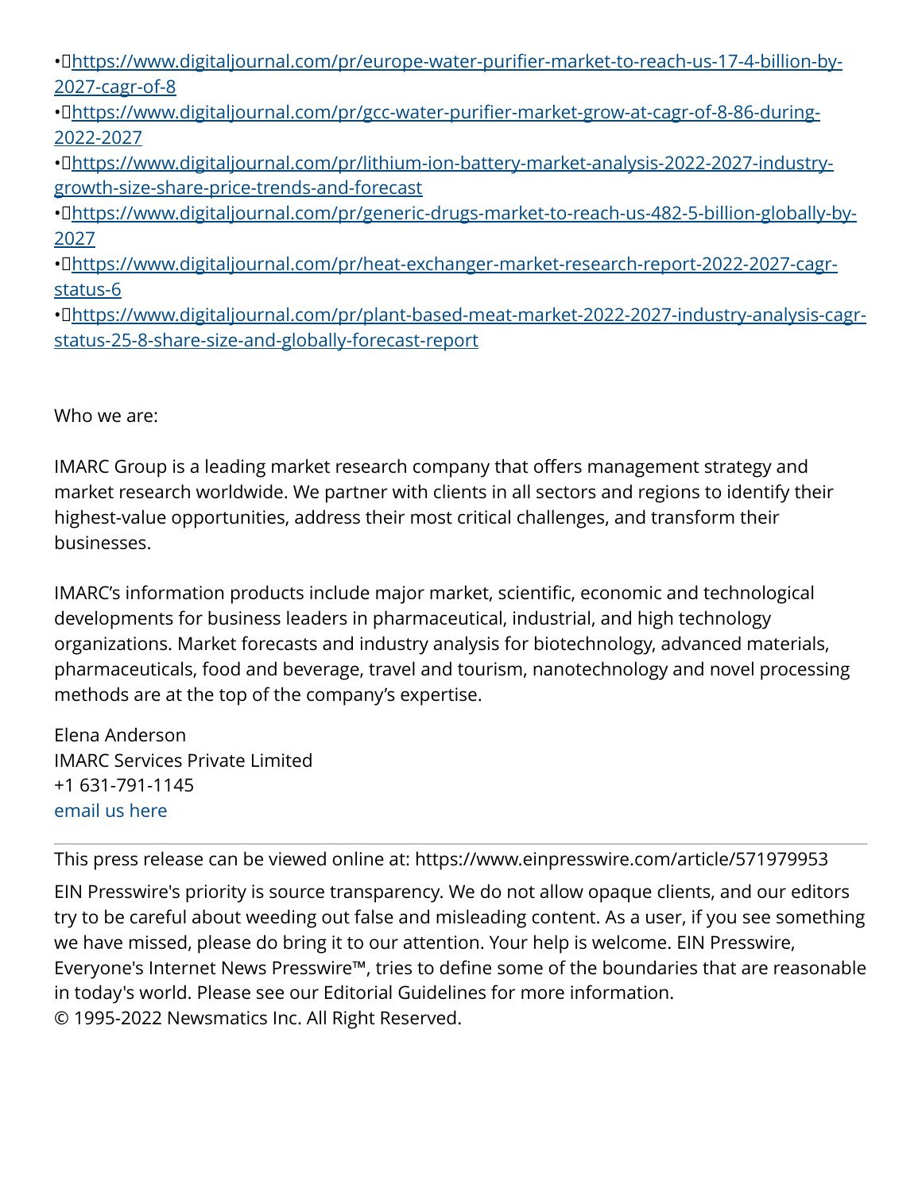- https://www.digitaljournal.com/pr/europe-water-purifier-market-to-reach-us-17-4-billion-by-2027-cagr-of-8
- https://www.digitaljournal.com/pr/gcc-water-purifier-market-grow-at-cagr-of-8-86-during-2022-2027
- https://www.digitaljournal.com/pr/lithium-ion-battery-market-analysis-2022-2027-industry-growth-size-share-price-trends-and-forecast
- https://www.digitaljournal.com/pr/generic-drugs-market-to-reach-us-482-5-billion-globally-by-2027
- https://www.digitaljournal.com/pr/heat-exchanger-market-research-report-2022-2027-cagr-status-6
- https://www.digitaljournal.com/pr/plant-based-meat-market-2022-2027-industry-analysis-cagr-status-25-8-share-size-and-globally-forecast-report

Who we are:

IMARC Group is a leading market research company that offers management strategy and market research worldwide. We partner with clients in all sectors and regions to identify their highest-value opportunities, address their most critical challenges, and transform their businesses.

IMARC's information products include major market, scientific, economic and technological developments for business leaders in pharmaceutical, industrial, and high technology organizations. Market forecasts and industry analysis for biotechnology, advanced materials, pharmaceuticals, food and beverage, travel and tourism, nanotechnology and novel processing methods are at the top of the company's expertise.

Elena Anderson
IMARC Services Private Limited
+1 631-791-1145
email us here

---

This press release can be viewed online at: https://www.einpresswire.com/article/571979953

EIN Presswire's priority is source transparency. We do not allow opaque clients, and our editors try to be careful about weeding out false and misleading content. As a user, if you see something we have missed, please do bring it to our attention. Your help is welcome. EIN Presswire, Everyone's Internet News Presswire™, tries to define some of the boundaries that are reasonable in today's world. Please see our Editorial Guidelines for more information.
© 1995-2022 Newsmatics Inc. All Right Reserved.